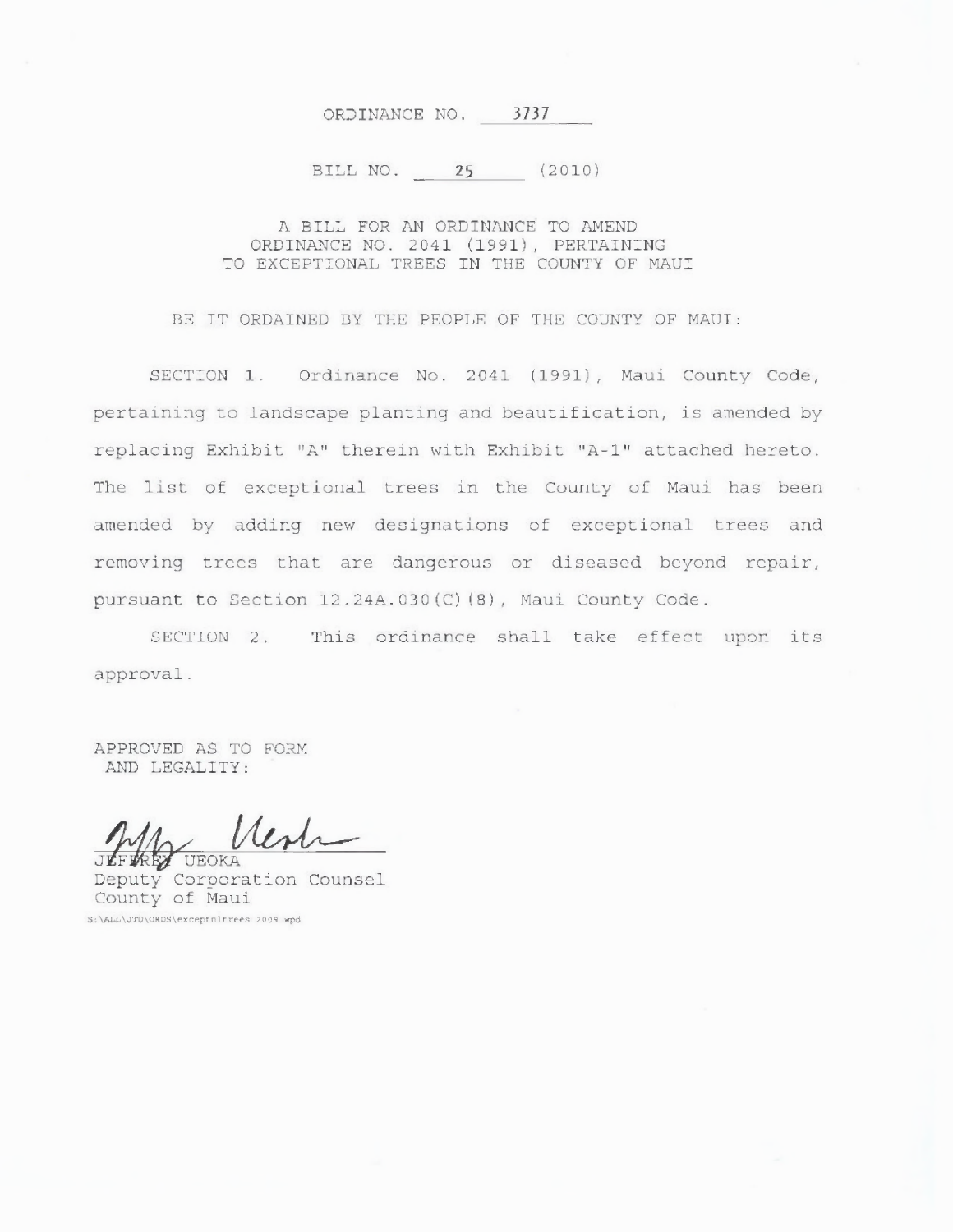ORDINANCE NO. 3737

BILL NO. 25 (2010)

A BILL FOR AN ORDINANCE TO AMEND ORDINANCE NO. 2041 (1991), PERTAINING TO EXCEPTIONAL TREES IN THE COUNTY OF MAUI

BE IT ORDAINED BY THE PEOPLE OF THE COUNTY OF MAUI:

SECTION 1. Ordinance No. 2041 (1991), Maui County Code, pertaining to landscape planting and beautification, is amended by replacing Exhibit "A" therein with Exhibit "A-1" attached hereto. The list of exceptional trees in the County of Maui has been amended by adding new designations of exceptional trees and removing trees that are dangerous or diseased beyond repair, pursuant to Section 12.24A.030(C)(8), Maui County Code.

SECTION 2. This ordinance shall take effect upon its approval.

APPROVED AS TO FORM AND LEGALITY:

JEFFREY UEOKA
Deputy Corporation Counsel
County of Maui

S:\ALL\JTU\ORDS\exceptnltrees 2009.wpd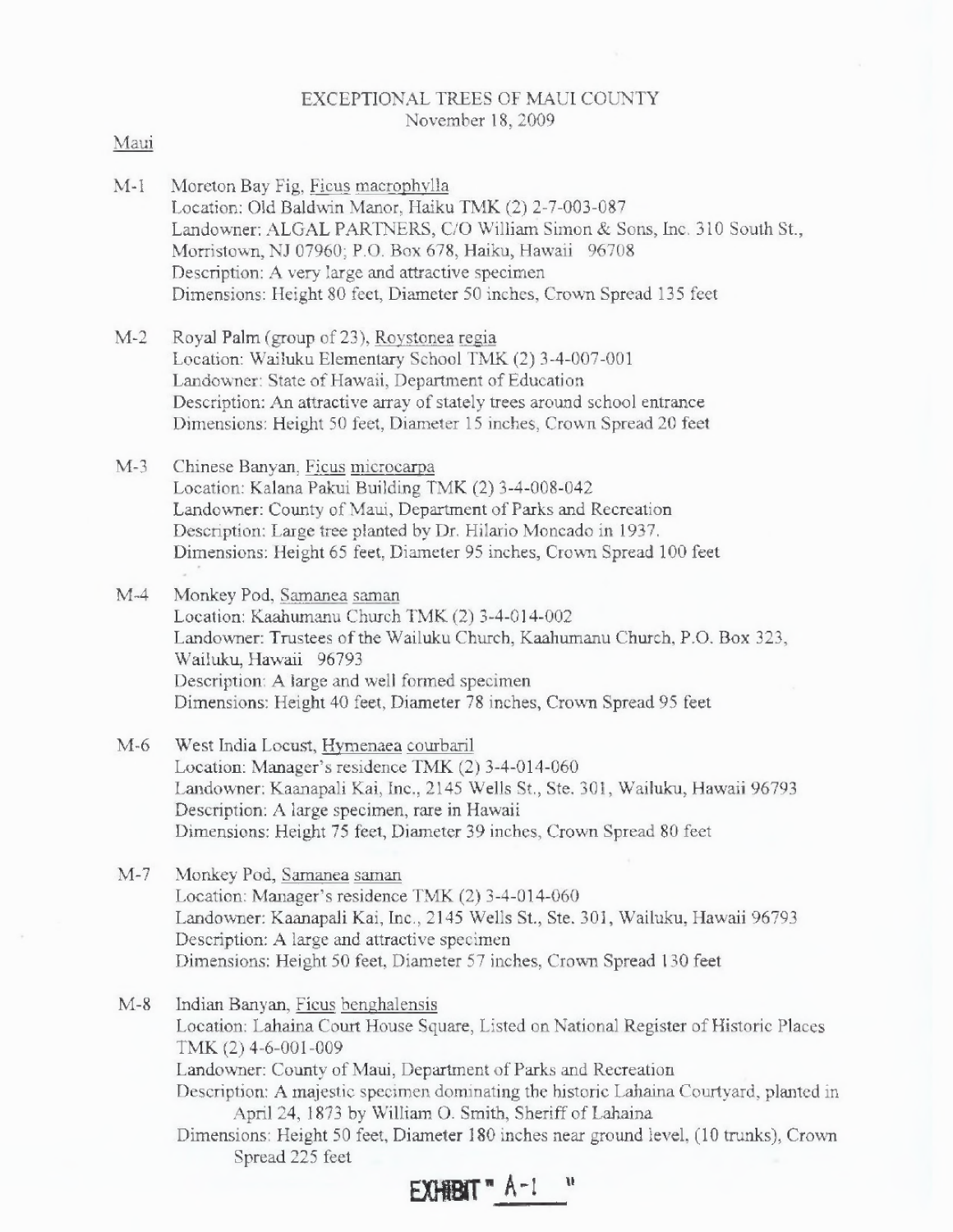# EXCEPTIONAL TREES OF MAUI COUNTY

November 18, 2009

## Maui

**M-1** Moreton Bay Fig, Ficus macrophylla
Location: Old Baldwin Manor, Haiku TMK (2) 2-7-003-087
Landowner: ALGAL PARTNERS, C/O William Simon & Sons, Inc. 310 South St., Morristown, NJ 07960; P.O. Box 678, Haiku, Hawaii 96708
Description: A very large and attractive specimen
Dimensions: Height 80 feet, Diameter 50 inches, Crown Spread 135 feet

**M-2** Royal Palm (group of 23), Roystonea regia
Location: Wailuku Elementary School TMK (2) 3-4-007-001
Landowner: State of Hawaii, Department of Education
Description: An attractive array of stately trees around school entrance
Dimensions: Height 50 feet, Diameter 15 inches, Crown Spread 20 feet

**M-3** Chinese Banyan, Ficus microcarpa
Location: Kalana Pakui Building TMK (2) 3-4-008-042
Landowner: County of Maui, Department of Parks and Recreation
Description: Large tree planted by Dr. Hilario Moncado in 1937.
Dimensions: Height 65 feet, Diameter 95 inches, Crown Spread 100 feet

**M-4** Monkey Pod, Samanea saman
Location: Kaahumanu Church TMK (2) 3-4-014-002
Landowner: Trustees of the Wailuku Church, Kaahumanu Church, P.O. Box 323, Wailuku, Hawaii 96793
Description: A large and well formed specimen
Dimensions: Height 40 feet, Diameter 78 inches, Crown Spread 95 feet

**M-6** West India Locust, Hymenaea courbaril
Location: Manager's residence TMK (2) 3-4-014-060
Landowner: Kaanapali Kai, Inc., 2145 Wells St., Ste. 301, Wailuku, Hawaii 96793
Description: A large specimen, rare in Hawaii
Dimensions: Height 75 feet, Diameter 39 inches, Crown Spread 80 feet

**M-7** Monkey Pod, Samanea saman
Location: Manager's residence TMK (2) 3-4-014-060
Landowner: Kaanapali Kai, Inc., 2145 Wells St., Ste. 301, Wailuku, Hawaii 96793
Description: A large and attractive specimen
Dimensions: Height 50 feet, Diameter 57 inches, Crown Spread 130 feet

**M-8** Indian Banyan, Ficus benghalensis
Location: Lahaina Court House Square, Listed on National Register of Historic Places TMK (2) 4-6-001-009
Landowner: County of Maui, Department of Parks and Recreation
Description: A majestic specimen dominating the historic Lahaina Courtyard, planted in April 24, 1873 by William O. Smith, Sheriff of Lahaina
Dimensions: Height 50 feet, Diameter 180 inches near ground level, (10 trunks), Crown Spread 225 feet

EXHIBIT " A-1 "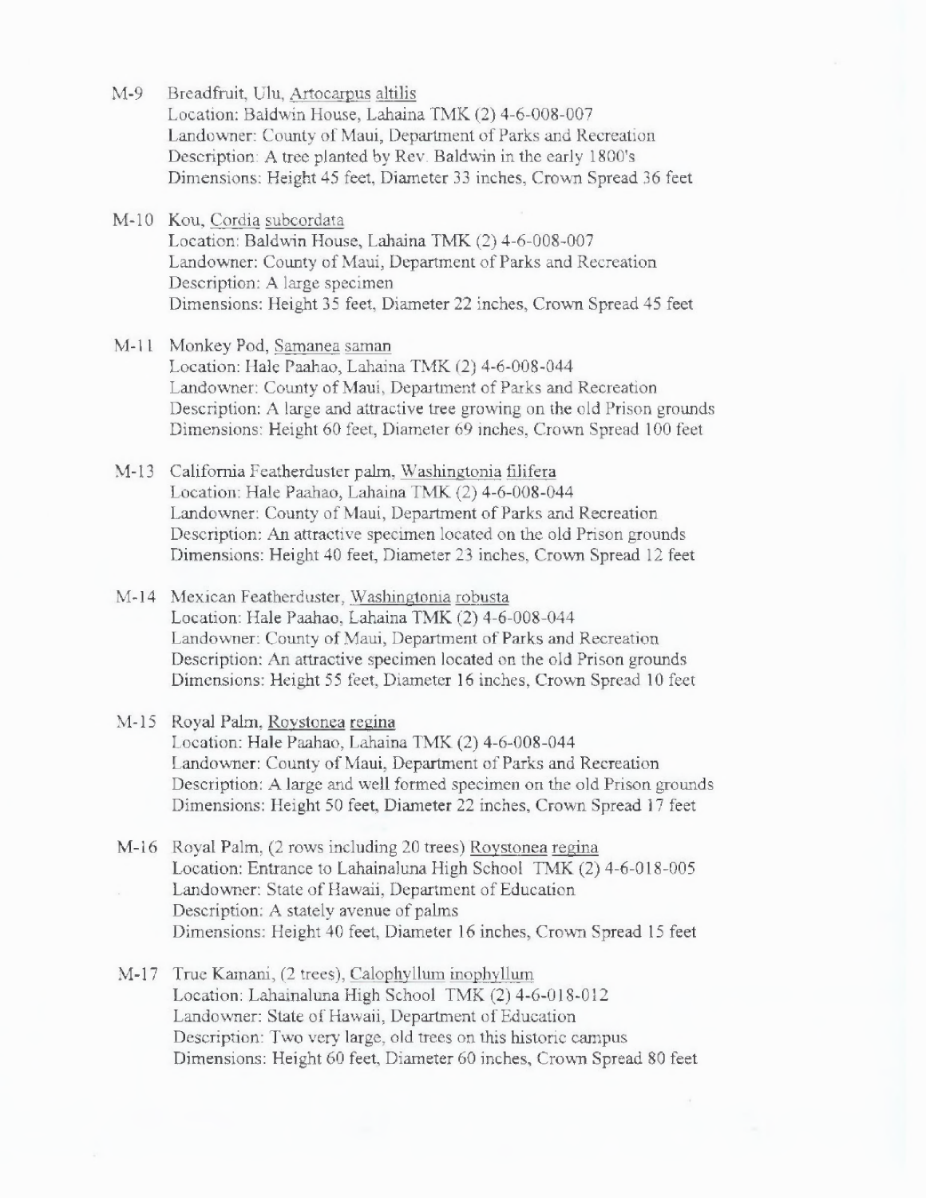M-9 Breadfruit, Ulu, Artocarpus altilis
Location: Baldwin House, Lahaina TMK (2) 4-6-008-007
Landowner: County of Maui, Department of Parks and Recreation
Description: A tree planted by Rev. Baldwin in the early 1800's
Dimensions: Height 45 feet, Diameter 33 inches, Crown Spread 36 feet

M-10 Kou, Cordia subcordata
Location: Baldwin House, Lahaina TMK (2) 4-6-008-007
Landowner: County of Maui, Department of Parks and Recreation
Description: A large specimen
Dimensions: Height 35 feet, Diameter 22 inches, Crown Spread 45 feet

M-11 Monkey Pod, Samanea saman
Location: Hale Paahao, Lahaina TMK (2) 4-6-008-044
Landowner: County of Maui, Department of Parks and Recreation
Description: A large and attractive tree growing on the old Prison grounds
Dimensions: Height 60 feet, Diameter 69 inches, Crown Spread 100 feet

M-13 California Featherduster palm, Washingtonia filifera
Location: Hale Paahao, Lahaina TMK (2) 4-6-008-044
Landowner: County of Maui, Department of Parks and Recreation
Description: An attractive specimen located on the old Prison grounds
Dimensions: Height 40 feet, Diameter 23 inches, Crown Spread 12 feet

M-14 Mexican Featherduster, Washingtonia robusta
Location: Hale Paahao, Lahaina TMK (2) 4-6-008-044
Landowner: County of Maui, Department of Parks and Recreation
Description: An attractive specimen located on the old Prison grounds
Dimensions: Height 55 feet, Diameter 16 inches, Crown Spread 10 feet

M-15 Royal Palm, Roystonea regina
Location: Hale Paahao, Lahaina TMK (2) 4-6-008-044
Landowner: County of Maui, Department of Parks and Recreation
Description: A large and well formed specimen on the old Prison grounds
Dimensions: Height 50 feet, Diameter 22 inches, Crown Spread 17 feet

M-16 Royal Palm, (2 rows including 20 trees) Roystonea regina
Location: Entrance to Lahainaluna High School TMK (2) 4-6-018-005
Landowner: State of Hawaii, Department of Education
Description: A stately avenue of palms
Dimensions: Height 40 feet, Diameter 16 inches, Crown Spread 15 feet

M-17 True Kamani, (2 trees), Calophyllum inophyllum
Location: Lahainaluna High School TMK (2) 4-6-018-012
Landowner: State of Hawaii, Department of Education
Description: Two very large, old trees on this historic campus
Dimensions: Height 60 feet, Diameter 60 inches, Crown Spread 80 feet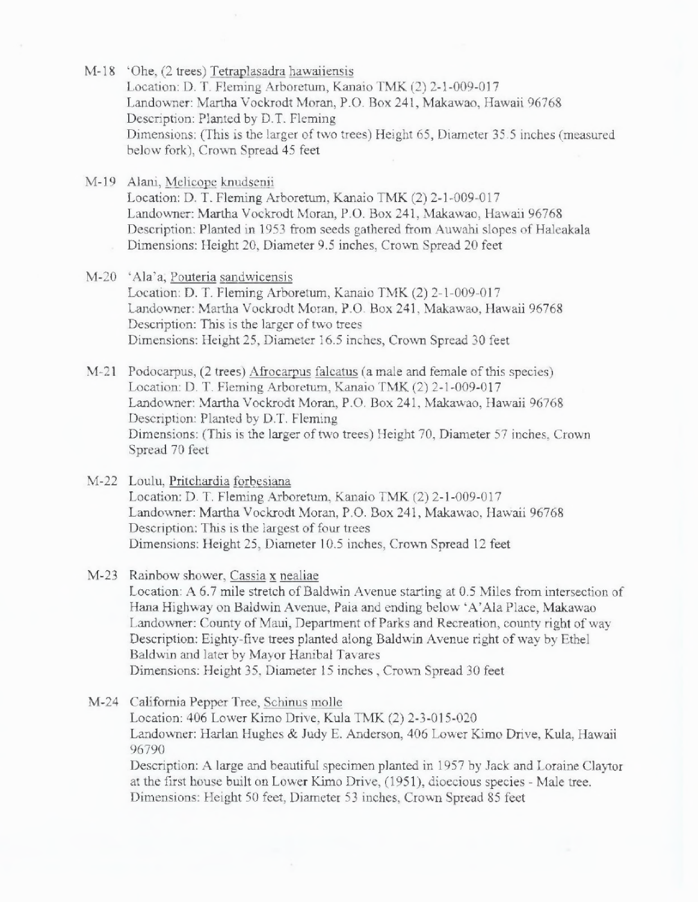M-18 'Ohe, (2 trees) Tetraplasadra hawaiiensis
Location: D. T. Fleming Arboretum, Kanaio TMK (2) 2-1-009-017
Landowner: Martha Vockrodt Moran, P.O. Box 241, Makawao, Hawaii 96768
Description: Planted by D.T. Fleming
Dimensions: (This is the larger of two trees) Height 65, Diameter 35.5 inches (measured below fork), Crown Spread 45 feet

M-19 Alani, Melicope knudsenii
Location: D. T. Fleming Arboretum, Kanaio TMK (2) 2-1-009-017
Landowner: Martha Vockrodt Moran, P.O. Box 241, Makawao, Hawaii 96768
Description: Planted in 1953 from seeds gathered from Auwahi slopes of Haleakala
Dimensions: Height 20, Diameter 9.5 inches, Crown Spread 20 feet

M-20 'Ala'a, Pouteria sandwicensis
Location: D. T. Fleming Arboretum, Kanaio TMK (2) 2-1-009-017
Landowner: Martha Vockrodt Moran, P.O. Box 241, Makawao, Hawaii 96768
Description: This is the larger of two trees
Dimensions: Height 25, Diameter 16.5 inches, Crown Spread 30 feet

M-21 Podocarpus, (2 trees) Afrocarpus falcatus (a male and female of this species)
Location: D. T. Fleming Arboretum, Kanaio TMK (2) 2-1-009-017
Landowner: Martha Vockrodt Moran, P.O. Box 241, Makawao, Hawaii 96768
Description: Planted by D.T. Fleming
Dimensions: (This is the larger of two trees) Height 70, Diameter 57 inches, Crown Spread 70 feet

M-22 Loulu, Pritchardia forbesiana
Location: D. T. Fleming Arboretum, Kanaio TMK (2) 2-1-009-017
Landowner: Martha Vockrodt Moran, P.O. Box 241, Makawao, Hawaii 96768
Description: This is the largest of four trees
Dimensions: Height 25, Diameter 10.5 inches, Crown Spread 12 feet

M-23 Rainbow shower, Cassia x nealiae
Location: A 6.7 mile stretch of Baldwin Avenue starting at 0.5 Miles from intersection of Hana Highway on Baldwin Avenue, Paia and ending below 'A'Ala Place, Makawao
Landowner: County of Maui, Department of Parks and Recreation, county right of way
Description: Eighty-five trees planted along Baldwin Avenue right of way by Ethel Baldwin and later by Mayor Hanibal Tavares
Dimensions: Height 35, Diameter 15 inches , Crown Spread 30 feet

M-24 California Pepper Tree, Schinus molle
Location: 406 Lower Kimo Drive, Kula TMK (2) 2-3-015-020
Landowner: Harlan Hughes & Judy E. Anderson, 406 Lower Kimo Drive, Kula, Hawaii 96790
Description: A large and beautiful specimen planted in 1957 by Jack and Loraine Claytor at the first house built on Lower Kimo Drive, (1951), dioecious species - Male tree.
Dimensions: Height 50 feet, Diameter 53 inches, Crown Spread 85 feet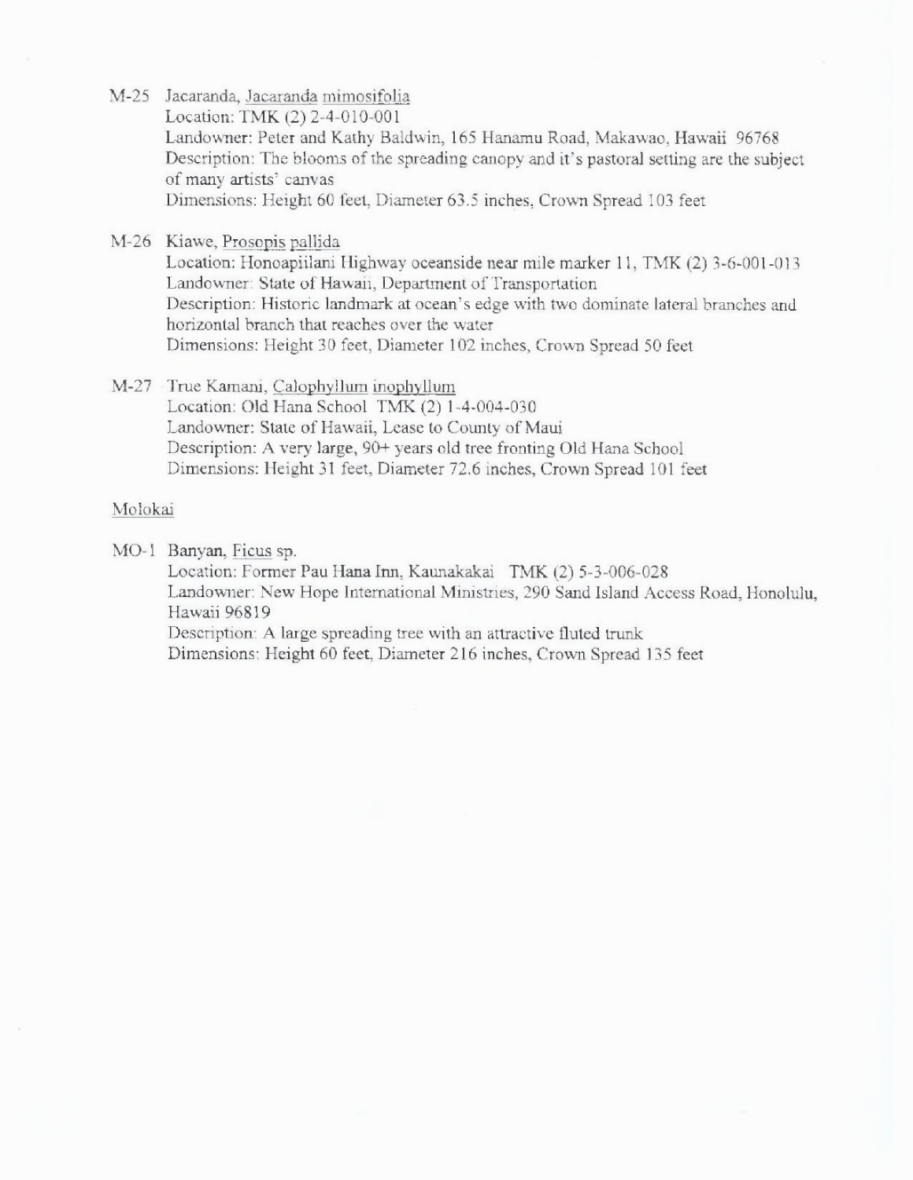M-25 Jacaranda, Jacaranda mimosifolia
Location: TMK (2) 2-4-010-001
Landowner: Peter and Kathy Baldwin, 165 Hanamu Road, Makawao, Hawaii 96768
Description: The blooms of the spreading canopy and it's pastoral setting are the subject of many artists' canvas
Dimensions: Height 60 feet, Diameter 63.5 inches, Crown Spread 103 feet

M-26 Kiawe, Prosopis pallida
Location: Honoapiilani Highway oceanside near mile marker 11, TMK (2) 3-6-001-013
Landowner: State of Hawaii, Department of Transportation
Description: Historic landmark at ocean's edge with two dominate lateral branches and horizontal branch that reaches over the water
Dimensions: Height 30 feet, Diameter 102 inches, Crown Spread 50 feet

M-27 True Kamani, Calophyllum inophyllum
Location: Old Hana School TMK (2) 1-4-004-030
Landowner: State of Hawaii, Lease to County of Maui
Description: A very large, 90+ years old tree fronting Old Hana School
Dimensions: Height 31 feet, Diameter 72.6 inches, Crown Spread 101 feet

Molokai

MO-1 Banyan, Ficus sp.
Location: Former Pau Hana Inn, Kaunakakai TMK (2) 5-3-006-028
Landowner: New Hope International Ministries, 290 Sand Island Access Road, Honolulu, Hawaii 96819
Description: A large spreading tree with an attractive fluted trunk
Dimensions: Height 60 feet, Diameter 216 inches, Crown Spread 135 feet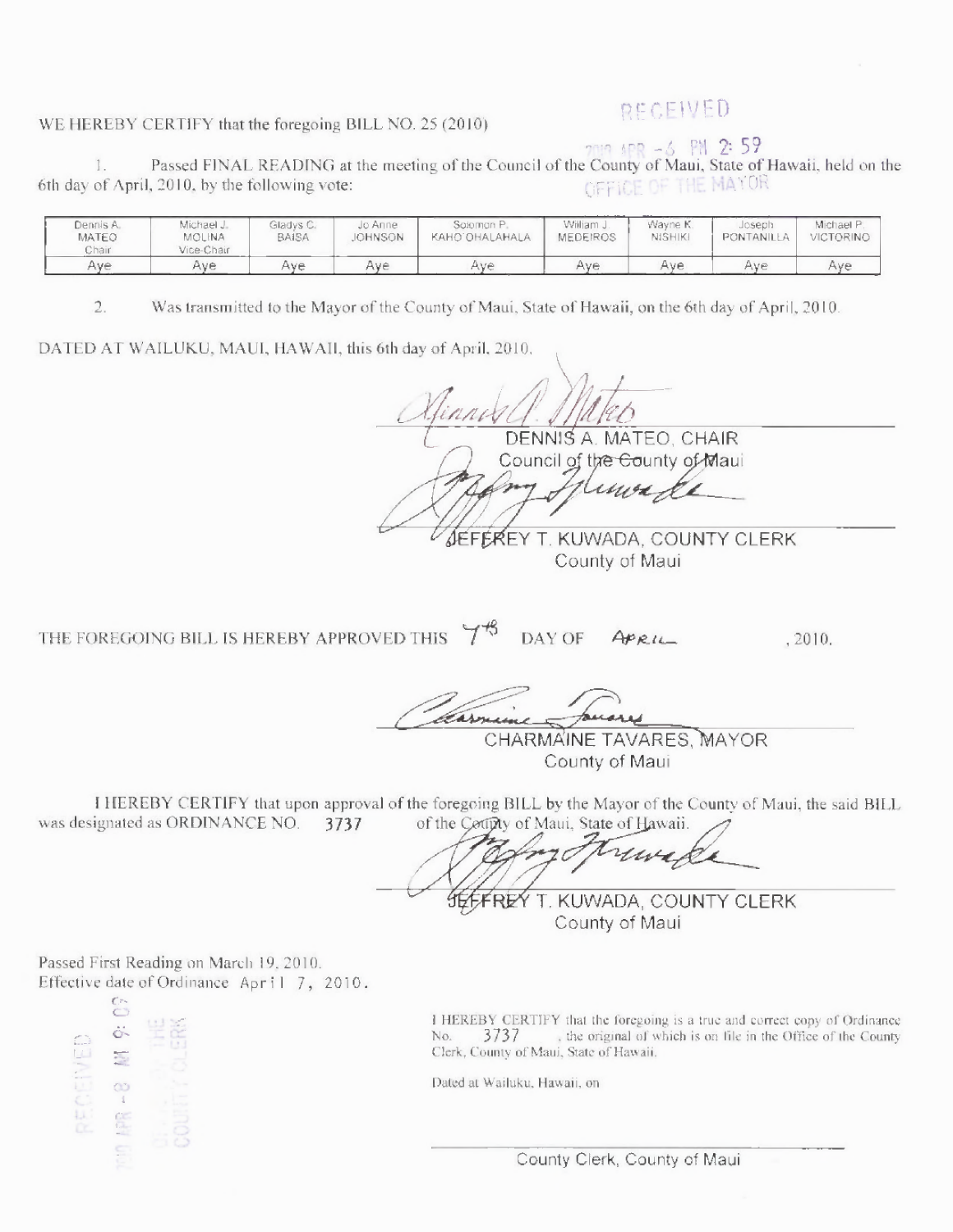RECEIVED

2010 APR -6 PM 2:59

OFFICE OF THE MAYOR

WE HEREBY CERTIFY that the foregoing BILL NO. 25 (2010)

1. Passed FINAL READING at the meeting of the Council of the County of Maui, State of Hawaii, held on the 6th day of April, 2010, by the following vote:

| Dennis A. MATEO Chair | Michael J. MOLINA Vice-Chair | Gladys C. BAISA | Jo Anne JOHNSON | Solomon P. KAHO'OHALAHALA | William J. MEDEIROS | Wayne K. NISHIKI | Joseph PONTANILLA | Michael P. VICTORINO |
|---|---|---|---|---|---|---|---|---|
| Aye | Aye | Aye | Aye | Aye | Aye | Aye | Aye | Aye |

2. Was transmitted to the Mayor of the County of Maui, State of Hawaii, on the 6th day of April, 2010.

DATED AT WAILUKU, MAUI, HAWAII, this 6th day of April, 2010.

DENNIS A. MATEO, CHAIR
Council of the County of Maui

JEFFREY T. KUWADA, COUNTY CLERK
County of Maui

THE FOREGOING BILL IS HEREBY APPROVED THIS 7th DAY OF APRIL, 2010.

CHARMAINE TAVARES, MAYOR
County of Maui

I HEREBY CERTIFY that upon approval of the foregoing BILL by the Mayor of the County of Maui, the said BILL was designated as ORDINANCE NO. 3737 of the County of Maui, State of Hawaii.

JEFFREY T. KUWADA, COUNTY CLERK
County of Maui

Passed First Reading on March 19, 2010.
Effective date of Ordinance April 7, 2010.

RECEIVED
2010 APR -8 AM 9:07
OFFICE OF THE COUNTY CLERK

I HEREBY CERTIFY that the foregoing is a true and correct copy of Ordinance No. 3737, the original of which is on file in the Office of the County Clerk, County of Maui, State of Hawaii.

Dated at Wailuku, Hawaii, on

County Clerk, County of Maui